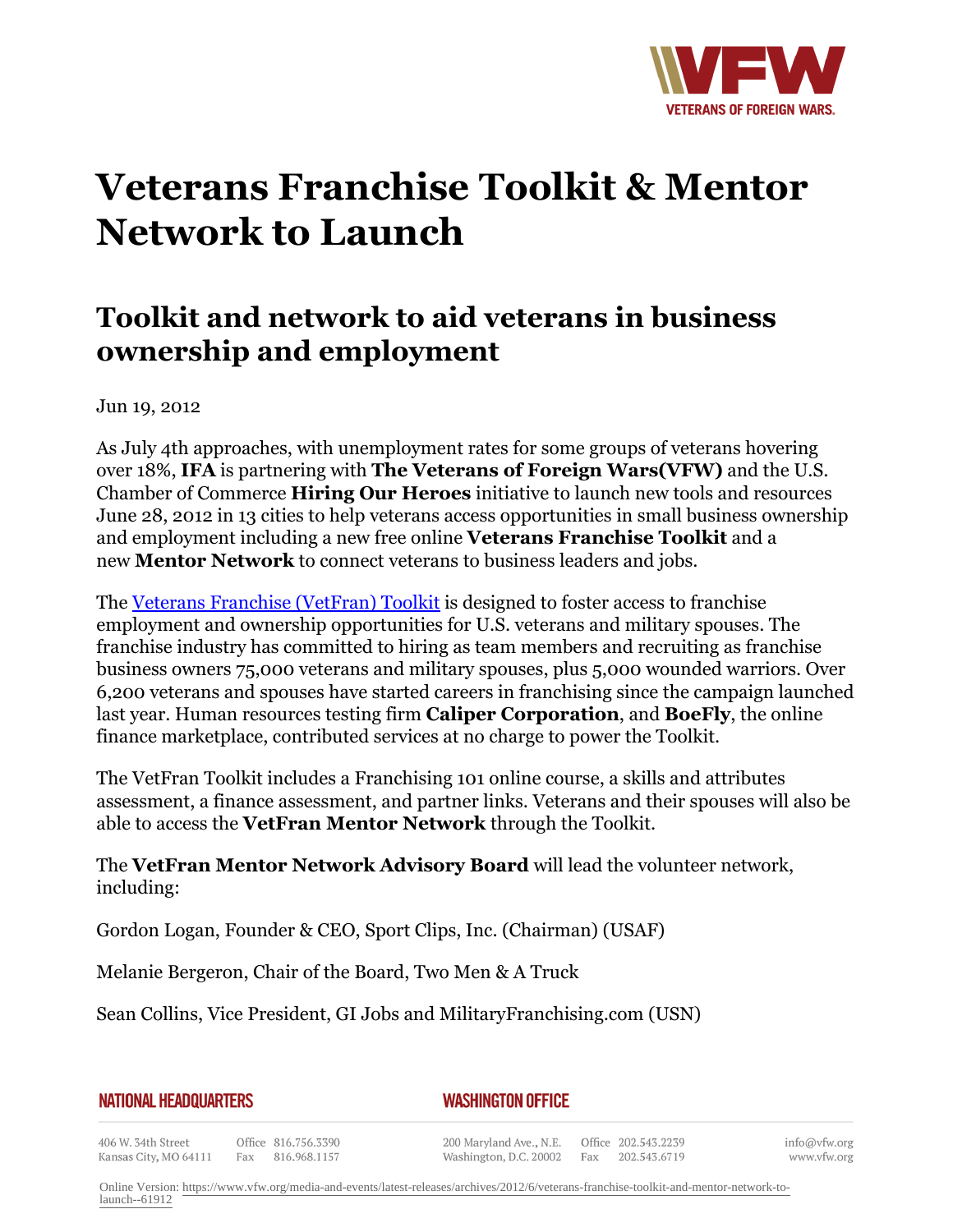# Veterans Franchise Toolkit & Mentor Network to Launch

## Toolkit and network to aid veterans in business ownership and employment

Jun 19, 2012

As July 4th approaches, with unemployment rates for some groups of veterans hovering over 18%, **IFA** is partnering with **The Veterans of Foreign Wars(VFW)** and the U.S. Chamber of Commerce **Hiring Our Heroes** initiative to launch new tools and resources June 28, 2012 in 13 cities to help veterans access opportunities in small business ownership and employment including a new free online **Veterans Franchise Toolkit** and a new **Mentor Network** to connect veterans to business leaders and jobs.

The Veterans Franchise (VetFran) Toolkit is designed to foster access to franchise employment and ownership opportunities for U.S. veterans and military spouses. The franchise industry has committed to hiring as team members and recruiting as franchise business owners 75,000 veterans and military spouses, plus 5,000 wounded warriors. Over 6,200 veterans and spouses have started careers in franchising since the campaign launched last year. Human resources testing firm **Caliper Corporation**, and **BoeFly**, the online finance marketplace, contributed services at no charge to power the Toolkit.

The VetFran Toolkit includes a Franchising 101 online course, a skills and attributes assessment, a finance assessment, and partner links. Veterans and their spouses will also be able to access the **VetFran Mentor Network** through the Toolkit.

The **VetFran Mentor Network Advisory Board** will lead the volunteer network, including:

Gordon Logan, Founder & CEO, Sport Clips, Inc. (Chairman) (USAF)

Melanie Bergeron, Chair of the Board, Two Men & A Truck

Sean Collins, Vice President, GI Jobs and MilitaryFranchising.com (USN)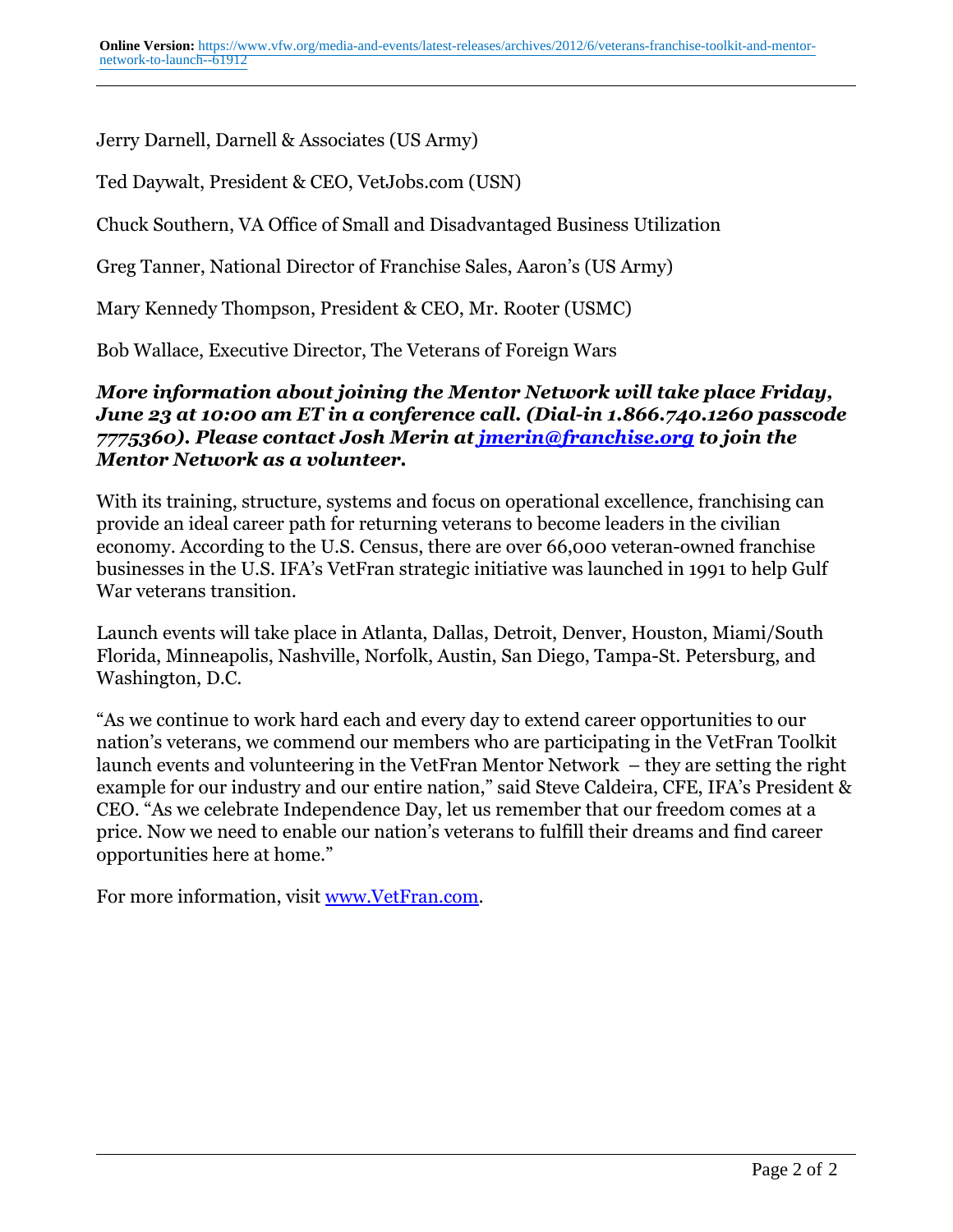Jerry Darnell, Darnell & Associates (US Army)

Ted Daywalt, President & CEO, VetJobs.com (USN)

Chuck Southern, VA Office of Small and Disadvantaged Business Utilization

Greg Tanner, National Director of Franchise Sales, Aaron's (US Army)

Mary Kennedy Thompson, President & CEO, Mr. Rooter (USMC)

Bob Wallace, Executive Director, The Veterans of Foreign Wars

***More information about joining the Mentor Network will take place Friday, June 23 at 10:00 am ET in a conference call. (Dial-in 1.866.740.1260 passcode 7775360). Please contact Josh Merin at jmerin@franchise.org to join the Mentor Network as a volunteer.***

With its training, structure, systems and focus on operational excellence, franchising can provide an ideal career path for returning veterans to become leaders in the civilian economy. According to the U.S. Census, there are over 66,000 veteran-owned franchise businesses in the U.S. IFA's VetFran strategic initiative was launched in 1991 to help Gulf War veterans transition.

Launch events will take place in Atlanta, Dallas, Detroit, Denver, Houston, Miami/South Florida, Minneapolis, Nashville, Norfolk, Austin, San Diego, Tampa-St. Petersburg, and Washington, D.C.

"As we continue to work hard each and every day to extend career opportunities to our nation's veterans, we commend our members who are participating in the VetFran Toolkit launch events and volunteering in the VetFran Mentor Network – they are setting the right example for our industry and our entire nation," said Steve Caldeira, CFE, IFA's President & CEO. "As we celebrate Independence Day, let us remember that our freedom comes at a price. Now we need to enable our nation's veterans to fulfill their dreams and find career opportunities here at home."

For more information, visit www.VetFran.com.